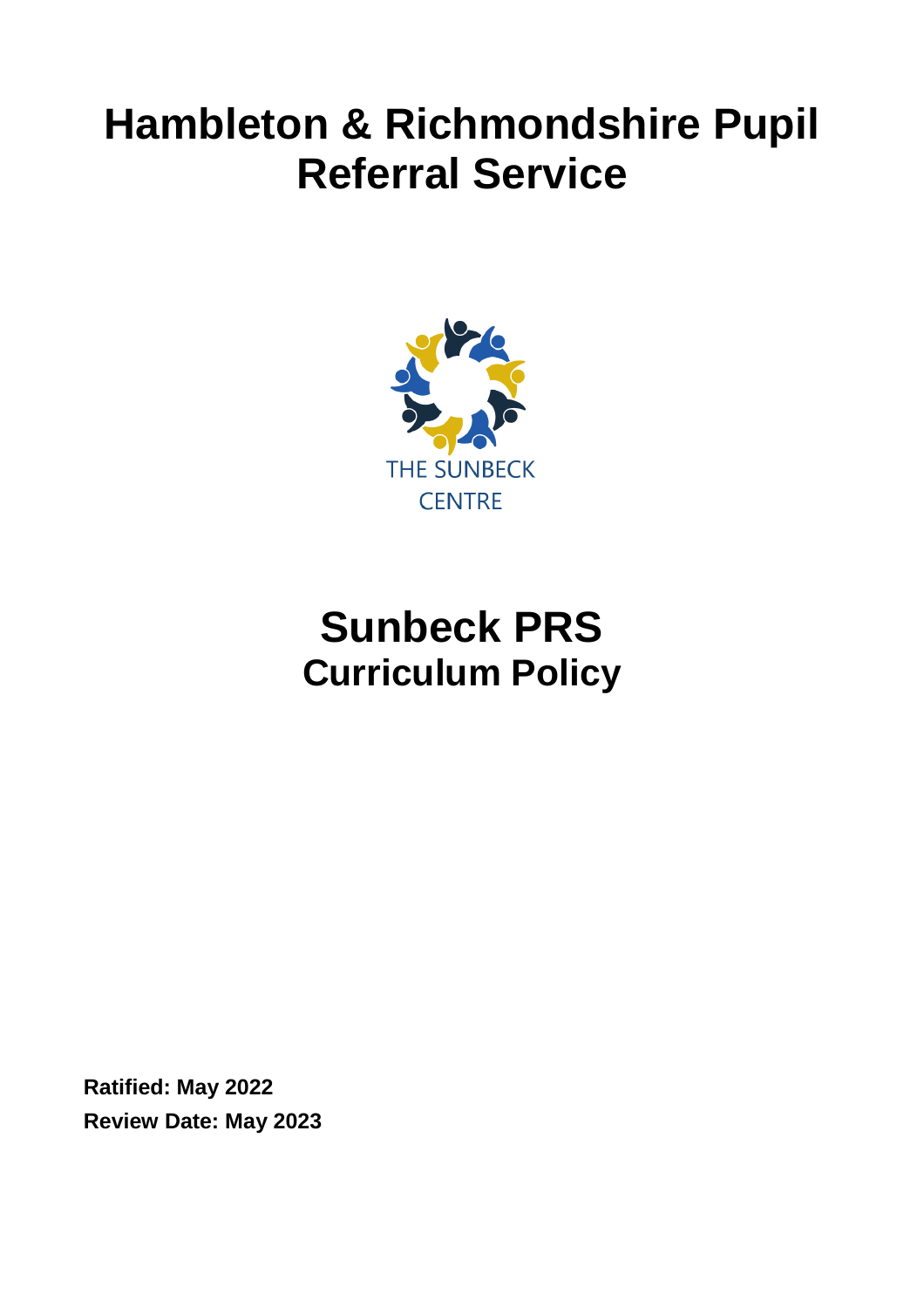# Hambleton & Richmondshire Pupil Referral Service

THE SUNBECK CENTRE

# Sunbeck PRS
## Curriculum Policy

**Ratified: May 2022**
**Review Date: May 2023**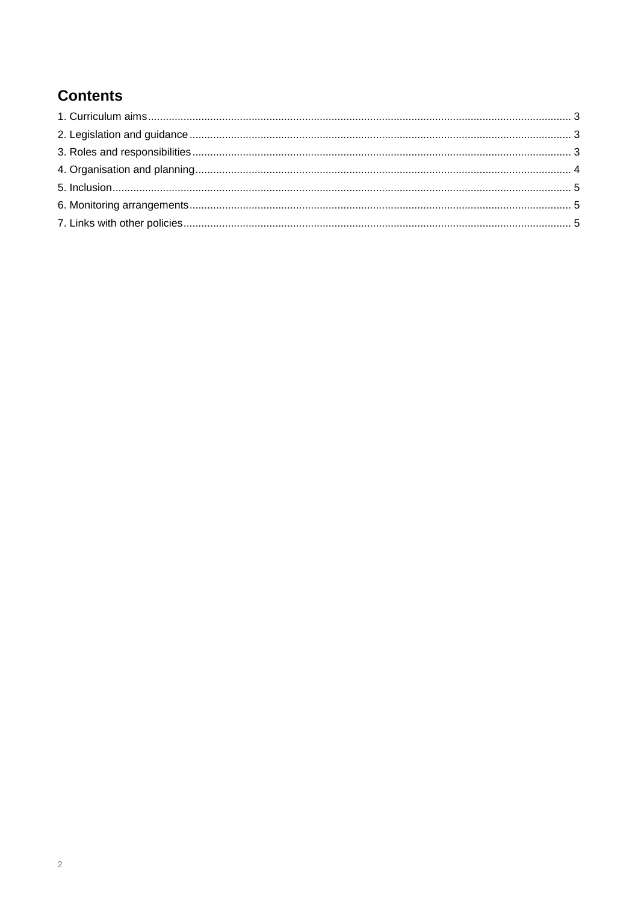## Contents

1. Curriculum aims........................................................................................................................................ 3
2. Legislation and guidance.......................................................................................................................... 3
3. Roles and responsibilities......................................................................................................................... 3
4. Organisation and planning........................................................................................................................ 4
5. Inclusion................................................................................................................................................... 5
6. Monitoring arrangements.......................................................................................................................... 5
7. Links with other policies............................................................................................................................ 5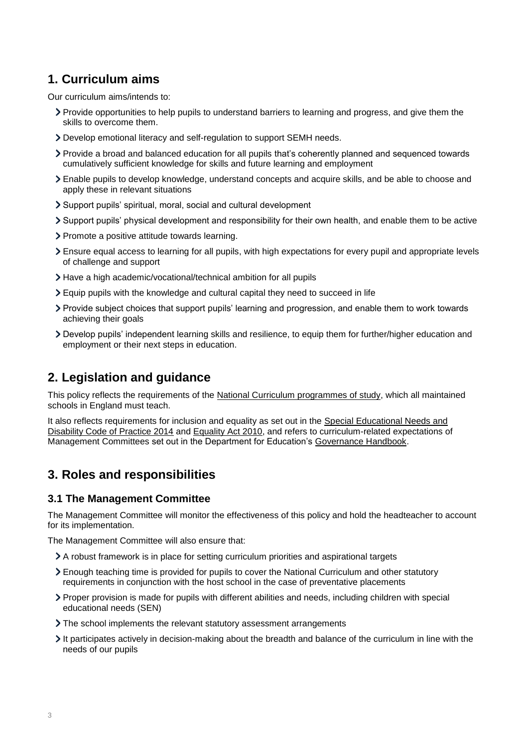## 1. Curriculum aims

Our curriculum aims/intends to:

- Provide opportunities to help pupils to understand barriers to learning and progress, and give them the skills to overcome them.
- Develop emotional literacy and self-regulation to support SEMH needs.
- Provide a broad and balanced education for all pupils that's coherently planned and sequenced towards cumulatively sufficient knowledge for skills and future learning and employment
- Enable pupils to develop knowledge, understand concepts and acquire skills, and be able to choose and apply these in relevant situations
- Support pupils' spiritual, moral, social and cultural development
- Support pupils' physical development and responsibility for their own health, and enable them to be active
- Promote a positive attitude towards learning.
- Ensure equal access to learning for all pupils, with high expectations for every pupil and appropriate levels of challenge and support
- Have a high academic/vocational/technical ambition for all pupils
- Equip pupils with the knowledge and cultural capital they need to succeed in life
- Provide subject choices that support pupils' learning and progression, and enable them to work towards achieving their goals
- Develop pupils' independent learning skills and resilience, to equip them for further/higher education and employment or their next steps in education.

## 2. Legislation and guidance

This policy reflects the requirements of the National Curriculum programmes of study, which all maintained schools in England must teach.

It also reflects requirements for inclusion and equality as set out in the Special Educational Needs and Disability Code of Practice 2014 and Equality Act 2010, and refers to curriculum-related expectations of Management Committees set out in the Department for Education's Governance Handbook.

## 3. Roles and responsibilities

### 3.1 The Management Committee

The Management Committee will monitor the effectiveness of this policy and hold the headteacher to account for its implementation.

The Management Committee will also ensure that:

- A robust framework is in place for setting curriculum priorities and aspirational targets
- Enough teaching time is provided for pupils to cover the National Curriculum and other statutory requirements in conjunction with the host school in the case of preventative placements
- Proper provision is made for pupils with different abilities and needs, including children with special educational needs (SEN)
- The school implements the relevant statutory assessment arrangements
- It participates actively in decision-making about the breadth and balance of the curriculum in line with the needs of our pupils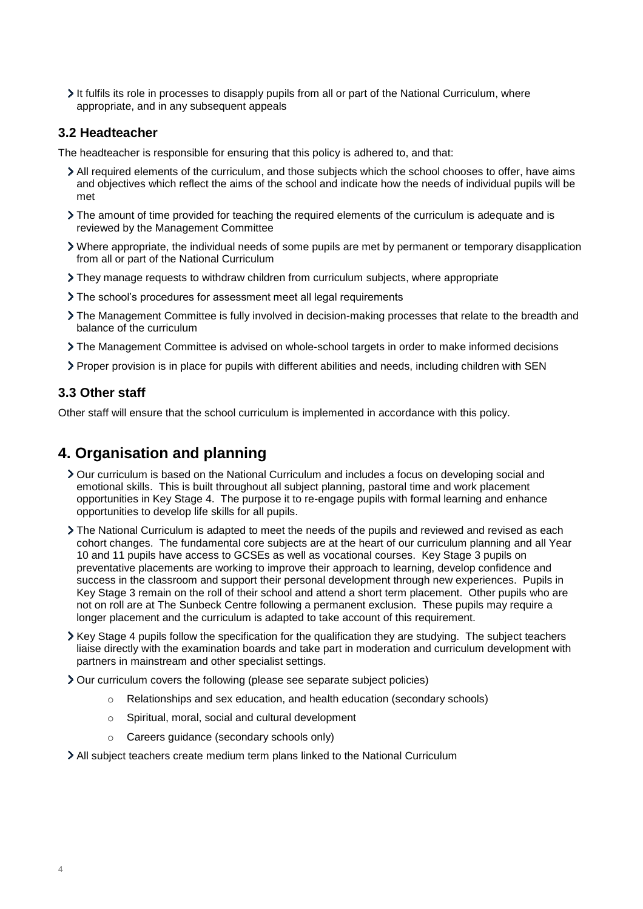- It fulfils its role in processes to disapply pupils from all or part of the National Curriculum, where appropriate, and in any subsequent appeals

### 3.2 Headteacher

The headteacher is responsible for ensuring that this policy is adhered to, and that:

- All required elements of the curriculum, and those subjects which the school chooses to offer, have aims and objectives which reflect the aims of the school and indicate how the needs of individual pupils will be met
- The amount of time provided for teaching the required elements of the curriculum is adequate and is reviewed by the Management Committee
- Where appropriate, the individual needs of some pupils are met by permanent or temporary disapplication from all or part of the National Curriculum
- They manage requests to withdraw children from curriculum subjects, where appropriate
- The school's procedures for assessment meet all legal requirements
- The Management Committee is fully involved in decision-making processes that relate to the breadth and balance of the curriculum
- The Management Committee is advised on whole-school targets in order to make informed decisions
- Proper provision is in place for pupils with different abilities and needs, including children with SEN

### 3.3 Other staff

Other staff will ensure that the school curriculum is implemented in accordance with this policy.

## 4. Organisation and planning

- Our curriculum is based on the National Curriculum and includes a focus on developing social and emotional skills. This is built throughout all subject planning, pastoral time and work placement opportunities in Key Stage 4. The purpose it to re-engage pupils with formal learning and enhance opportunities to develop life skills for all pupils.
- The National Curriculum is adapted to meet the needs of the pupils and reviewed and revised as each cohort changes. The fundamental core subjects are at the heart of our curriculum planning and all Year 10 and 11 pupils have access to GCSEs as well as vocational courses. Key Stage 3 pupils on preventative placements are working to improve their approach to learning, develop confidence and success in the classroom and support their personal development through new experiences. Pupils in Key Stage 3 remain on the roll of their school and attend a short term placement. Other pupils who are not on roll are at The Sunbeck Centre following a permanent exclusion. These pupils may require a longer placement and the curriculum is adapted to take account of this requirement.
- Key Stage 4 pupils follow the specification for the qualification they are studying. The subject teachers liaise directly with the examination boards and take part in moderation and curriculum development with partners in mainstream and other specialist settings.
- Our curriculum covers the following (please see separate subject policies)
    - Relationships and sex education, and health education (secondary schools)
    - Spiritual, moral, social and cultural development
    - Careers guidance (secondary schools only)
- All subject teachers create medium term plans linked to the National Curriculum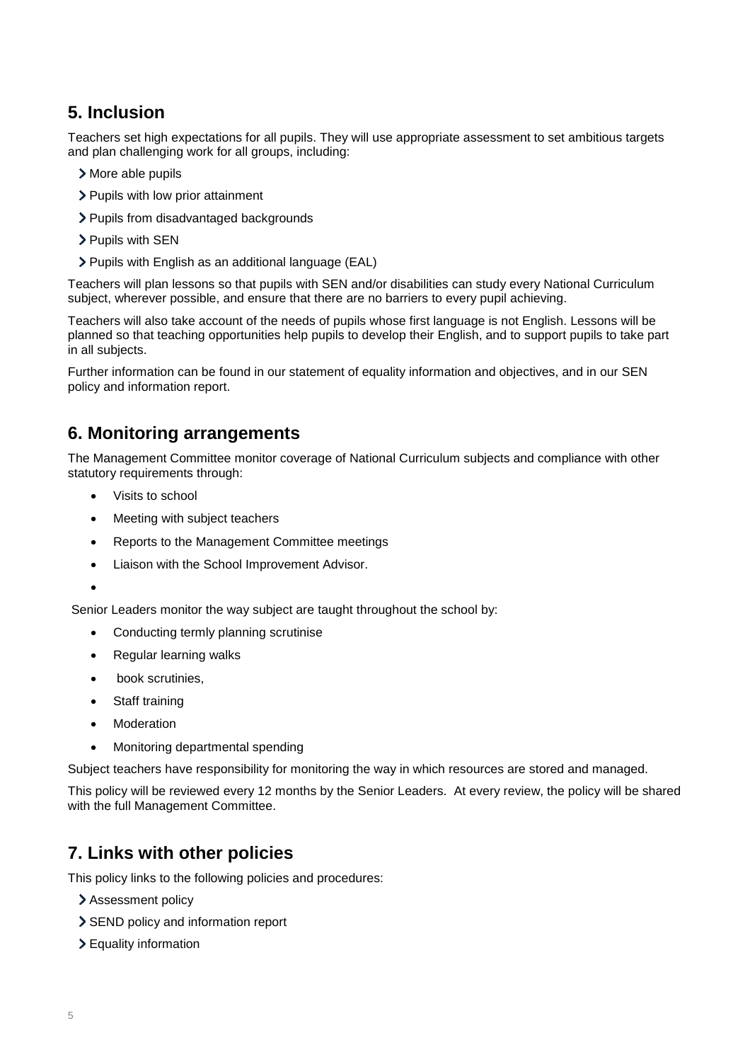## 5. Inclusion

Teachers set high expectations for all pupils. They will use appropriate assessment to set ambitious targets and plan challenging work for all groups, including:

- More able pupils
- Pupils with low prior attainment
- Pupils from disadvantaged backgrounds
- Pupils with SEN
- Pupils with English as an additional language (EAL)

Teachers will plan lessons so that pupils with SEN and/or disabilities can study every National Curriculum subject, wherever possible, and ensure that there are no barriers to every pupil achieving.

Teachers will also take account of the needs of pupils whose first language is not English. Lessons will be planned so that teaching opportunities help pupils to develop their English, and to support pupils to take part in all subjects.

Further information can be found in our statement of equality information and objectives, and in our SEN policy and information report.

## 6. Monitoring arrangements

The Management Committee monitor coverage of National Curriculum subjects and compliance with other statutory requirements through:

- Visits to school
- Meeting with subject teachers
- Reports to the Management Committee meetings
- Liaison with the School Improvement Advisor.

Senior Leaders monitor the way subject are taught throughout the school by:

- Conducting termly planning scrutinise
- Regular learning walks
- book scrutinies,
- Staff training
- Moderation
- Monitoring departmental spending

Subject teachers have responsibility for monitoring the way in which resources are stored and managed.

This policy will be reviewed every 12 months by the Senior Leaders. At every review, the policy will be shared with the full Management Committee.

## 7. Links with other policies

This policy links to the following policies and procedures:

- Assessment policy
- SEND policy and information report
- Equality information